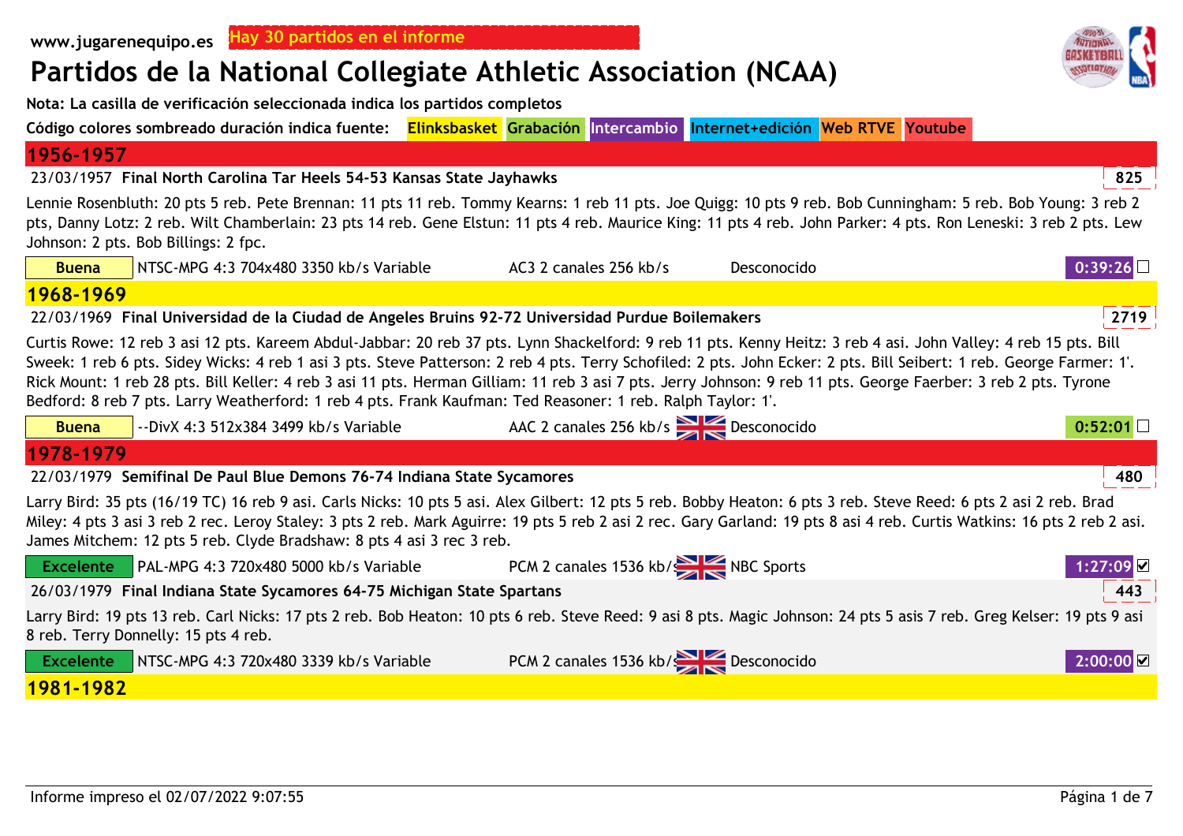www.jugarenequipo.es Hay 30 partidos en el informe

# Partidos de la National Collegiate Athletic Association (NCAA)

**Nota: La casilla de verificación seleccionada indica los partidos completos**

**Código colores sombreado duración indica fuente:** Elinksbasket Grabación Intercambio Internet+edición Web RTVE Youtube

## 1956-1957

23/03/1957 **Final North Carolina Tar Heels 54-53 Kansas State Jayhawks** — **825**

Lennie Rosenbluth: 20 pts 5 reb. Pete Brennan: 11 pts 11 reb. Tommy Kearns: 1 reb 11 pts. Joe Quigg: 10 pts 9 reb. Bob Cunningham: 5 reb. Bob Young: 3 reb 2 pts, Danny Lotz: 2 reb. Wilt Chamberlain: 23 pts 14 reb. Gene Elstun: 11 pts 4 reb. Maurice King: 11 pts 4 reb. John Parker: 4 pts. Ron Leneski: 3 reb 2 pts. Lew Johnson: 2 pts. Bob Billings: 2 fpc.

| Calidad | Vídeo | Audio | Fuente | Duración | Completo |
|---|---|---|---|---|---|
| Buena | NTSC-MPG 4:3 704x480 3350 kb/s Variable | AC3 2 canales 256 kb/s | Desconocido | 0:39:26 | ☐ |

## 1968-1969

22/03/1969 **Final Universidad de la Ciudad de Angeles Bruins 92-72 Universidad Purdue Boilemakers** — **2719**

Curtis Rowe: 12 reb 3 asi 12 pts. Kareem Abdul-Jabbar: 20 reb 37 pts. Lynn Shackelford: 9 reb 11 pts. Kenny Heitz: 3 reb 4 asi. John Valley: 4 reb 15 pts. Bill Sweek: 1 reb 6 pts. Sidey Wicks: 4 reb 1 asi 3 pts. Steve Patterson: 2 reb 4 pts. Terry Schofiled: 2 pts. John Ecker: 2 pts. Bill Seibert: 1 reb. George Farmer: 1'. Rick Mount: 1 reb 28 pts. Bill Keller: 4 reb 3 asi 11 pts. Herman Gilliam: 11 reb 3 asi 7 pts. Jerry Johnson: 9 reb 11 pts. George Faerber: 3 reb 2 pts. Tyrone Bedford: 8 reb 7 pts. Larry Weatherford: 1 reb 4 pts. Frank Kaufman: Ted Reasoner: 1 reb. Ralph Taylor: 1'.

| Calidad | Vídeo | Audio | Fuente | Duración | Completo |
|---|---|---|---|---|---|
| Buena | --DivX 4:3 512x384 3499 kb/s Variable | AAC 2 canales 256 kb/s | Desconocido | 0:52:01 | ☐ |

## 1978-1979

22/03/1979 **Semifinal De Paul Blue Demons 76-74 Indiana State Sycamores** — **480**

Larry Bird: 35 pts (16/19 TC) 16 reb 9 asi. Carls Nicks: 10 pts 5 asi. Alex Gilbert: 12 pts 5 reb. Bobby Heaton: 6 pts 3 reb. Steve Reed: 6 pts 2 asi 2 reb. Brad Miley: 4 pts 3 asi 3 reb 2 rec. Leroy Staley: 3 pts 2 reb. Mark Aguirre: 19 pts 5 reb 2 asi 2 rec. Gary Garland: 19 pts 8 asi 4 reb. Curtis Watkins: 16 pts 2 reb 2 asi. James Mitchem: 12 pts 5 reb. Clyde Bradshaw: 8 pts 4 asi 3 rec 3 reb.

| Calidad | Vídeo | Audio | Fuente | Duración | Completo |
|---|---|---|---|---|---|
| Excelente | PAL-MPG 4:3 720x480 5000 kb/s Variable | PCM 2 canales 1536 kb/s | NBC Sports | 1:27:09 | ☑ |

26/03/1979 **Final Indiana State Sycamores 64-75 Michigan State Spartans** — **443**

Larry Bird: 19 pts 13 reb. Carl Nicks: 17 pts 2 reb. Bob Heaton: 10 pts 6 reb. Steve Reed: 9 asi 8 pts. Magic Johnson: 24 pts 5 asis 7 reb. Greg Kelser: 19 pts 9 asi 8 reb. Terry Donnelly: 15 pts 4 reb.

| Calidad | Vídeo | Audio | Fuente | Duración | Completo |
|---|---|---|---|---|---|
| Excelente | NTSC-MPG 4:3 720x480 3339 kb/s Variable | PCM 2 canales 1536 kb/s | Desconocido | 2:00:00 | ☑ |

## 1981-1982

Informe impreso el 02/07/2022 9:07:55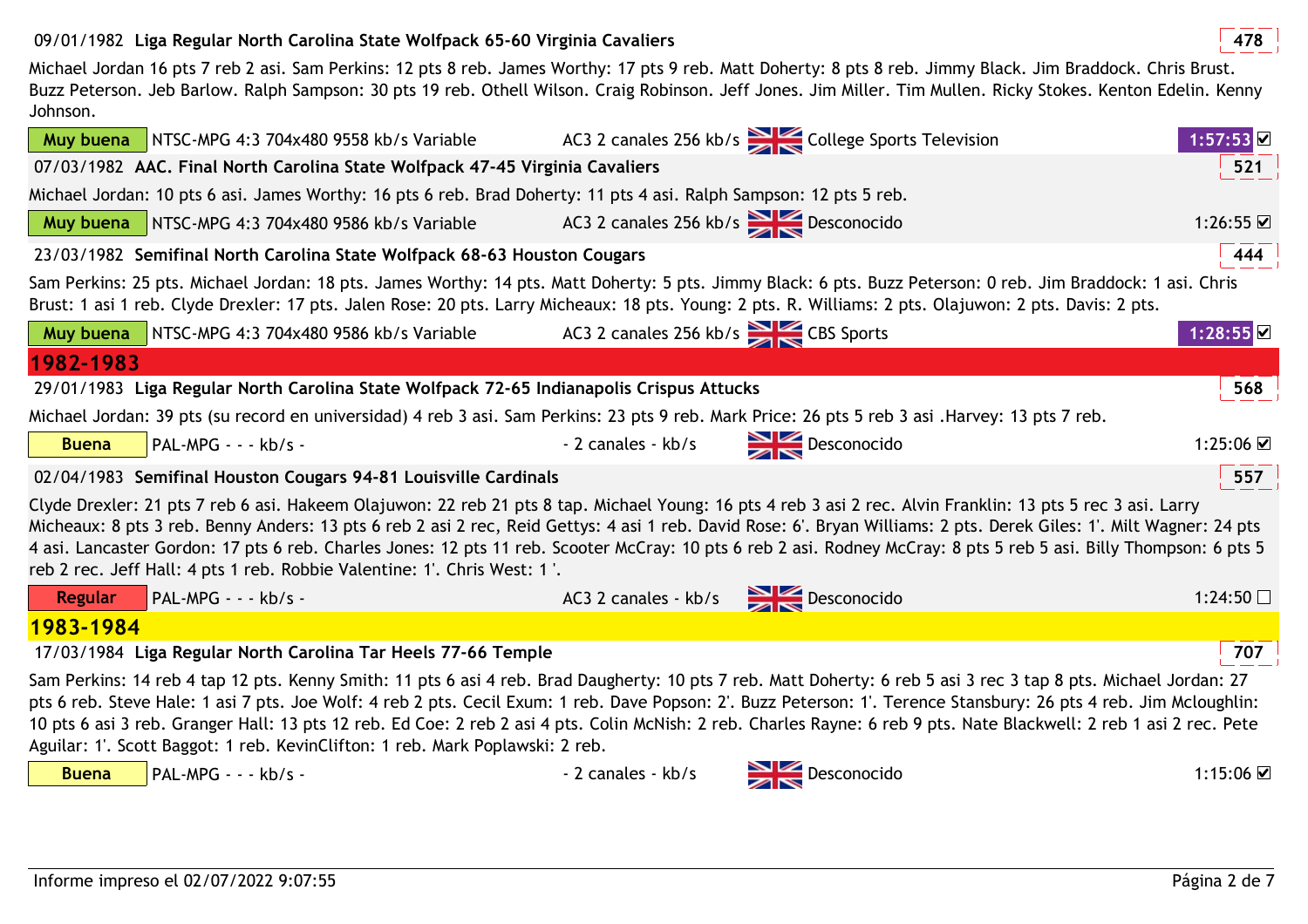09/01/1982 **Liga Regular North Carolina State Wolfpack 65-60 Virginia Cavaliers** 478

Michael Jordan 16 pts 7 reb 2 asi. Sam Perkins: 12 pts 8 reb. James Worthy: 17 pts 9 reb. Matt Doherty: 8 pts 8 reb. Jimmy Black. Jim Braddock. Chris Brust. Buzz Peterson. Jeb Barlow. Ralph Sampson: 30 pts 19 reb. Othell Wilson. Craig Robinson. Jeff Jones. Jim Miller. Tim Mullen. Ricky Stokes. Kenton Edelin. Kenny Johnson.

| Muy buena | NTSC-MPG 4:3 704x480 9558 kb/s Variable | AC3 2 canales 256 kb/s | College Sports Television | 1:57:53 ☑ |
|---|---|---|---|---|

07/03/1982 **AAC. Final North Carolina State Wolfpack 47-45 Virginia Cavaliers** 521

Michael Jordan: 10 pts 6 asi. James Worthy: 16 pts 6 reb. Brad Doherty: 11 pts 4 asi. Ralph Sampson: 12 pts 5 reb.

| Muy buena | NTSC-MPG 4:3 704x480 9586 kb/s Variable | AC3 2 canales 256 kb/s | Desconocido | 1:26:55 ☑ |
|---|---|---|---|---|

23/03/1982 **Semifinal North Carolina State Wolfpack 68-63 Houston Cougars** 444

Sam Perkins: 25 pts. Michael Jordan: 18 pts. James Worthy: 14 pts. Matt Doherty: 5 pts. Jimmy Black: 6 pts. Buzz Peterson: 0 reb. Jim Braddock: 1 asi. Chris Brust: 1 asi 1 reb. Clyde Drexler: 17 pts. Jalen Rose: 20 pts. Larry Micheaux: 18 pts. Young: 2 pts. R. Williams: 2 pts. Olajuwon: 2 pts. Davis: 2 pts.

| Muy buena | NTSC-MPG 4:3 704x480 9586 kb/s Variable | AC3 2 canales 256 kb/s | CBS Sports | 1:28:55 ☑ |
|---|---|---|---|---|

## 1982-1983

29/01/1983 **Liga Regular North Carolina State Wolfpack 72-65 Indianapolis Crispus Attucks** 568

Michael Jordan: 39 pts (su record en universidad) 4 reb 3 asi. Sam Perkins: 23 pts 9 reb. Mark Price: 26 pts 5 reb 3 asi .Harvey: 13 pts 7 reb.

| Buena | PAL-MPG - - - kb/s - | - 2 canales - kb/s | Desconocido | 1:25:06 ☑ |
|---|---|---|---|---|

02/04/1983 **Semifinal Houston Cougars 94-81 Louisville Cardinals** 557

Clyde Drexler: 21 pts 7 reb 6 asi. Hakeem Olajuwon: 22 reb 21 pts 8 tap. Michael Young: 16 pts 4 reb 3 asi 2 rec. Alvin Franklin: 13 pts 5 rec 3 asi. Larry Micheaux: 8 pts 3 reb. Benny Anders: 13 pts 6 reb 2 asi 2 rec, Reid Gettys: 4 asi 1 reb. David Rose: 6'. Bryan Williams: 2 pts. Derek Giles: 1'. Milt Wagner: 24 pts 4 asi. Lancaster Gordon: 17 pts 6 reb. Charles Jones: 12 pts 11 reb. Scooter McCray: 10 pts 6 reb 2 asi. Rodney McCray: 8 pts 5 reb 5 asi. Billy Thompson: 6 pts 5 reb 2 rec. Jeff Hall: 4 pts 1 reb. Robbie Valentine: 1'. Chris West: 1 '.

| Regular | PAL-MPG - - - kb/s - | AC3 2 canales - kb/s | Desconocido | 1:24:50 ☐ |
|---|---|---|---|---|

## 1983-1984

17/03/1984 **Liga Regular North Carolina Tar Heels 77-66 Temple** 707

Sam Perkins: 14 reb 4 tap 12 pts. Kenny Smith: 11 pts 6 asi 4 reb. Brad Daugherty: 10 pts 7 reb. Matt Doherty: 6 reb 5 asi 3 rec 3 tap 8 pts. Michael Jordan: 27 pts 6 reb. Steve Hale: 1 asi 7 pts. Joe Wolf: 4 reb 2 pts. Cecil Exum: 1 reb. Dave Popson: 2'. Buzz Peterson: 1'. Terence Stansbury: 26 pts 4 reb. Jim Mcloughlin: 10 pts 6 asi 3 reb. Granger Hall: 13 pts 12 reb. Ed Coe: 2 reb 2 asi 4 pts. Colin McNish: 2 reb. Charles Rayne: 6 reb 9 pts. Nate Blackwell: 2 reb 1 asi 2 rec. Pete Aguilar: 1'. Scott Baggot: 1 reb. KevinClifton: 1 reb. Mark Poplawski: 2 reb.

| Buena | PAL-MPG - - - kb/s - | - 2 canales - kb/s | Desconocido | 1:15:06 ☑ |
|---|---|---|---|---|

Informe impreso el 02/07/2022 9:07:55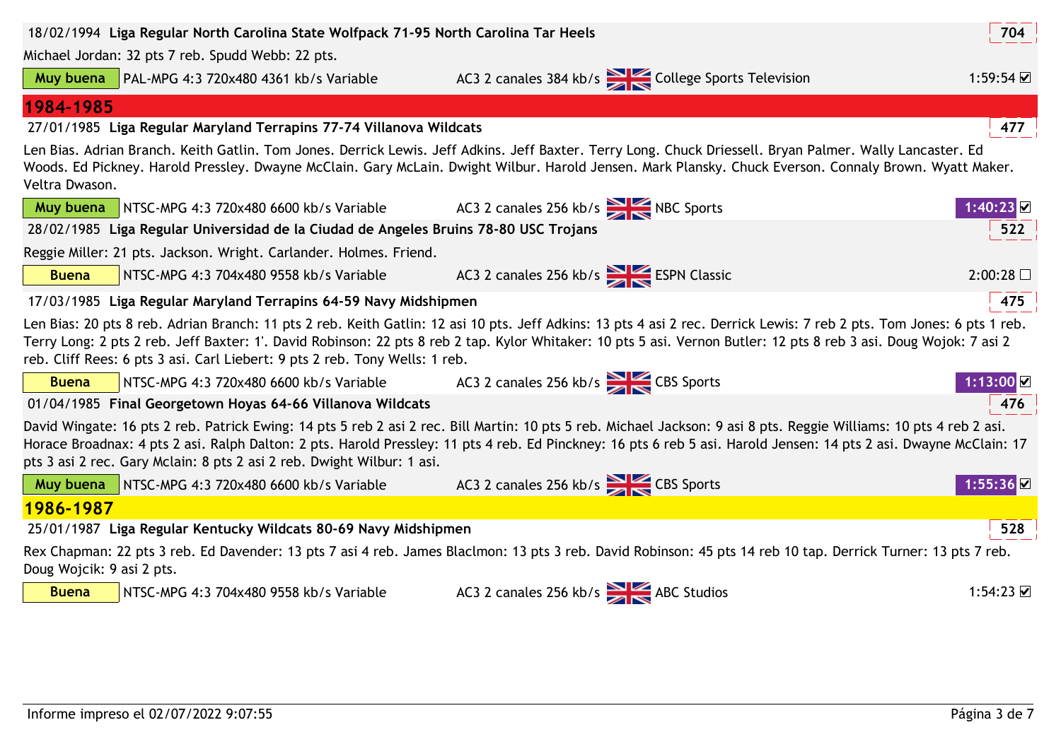18/02/1994 **Liga Regular North Carolina State Wolfpack 71-95 North Carolina Tar Heels** 704

Michael Jordan: 32 pts 7 reb. Spudd Webb: 22 pts.

Muy buena | PAL-MPG 4:3 720x480 4361 kb/s Variable | AC3 2 canales 384 kb/s | College Sports Television | 1:59:54 ☑

## 1984-1985

27/01/1985 **Liga Regular Maryland Terrapins 77-74 Villanova Wildcats** 477

Len Bias. Adrian Branch. Keith Gatlin. Tom Jones. Derrick Lewis. Jeff Adkins. Jeff Baxter. Terry Long. Chuck Driessell. Bryan Palmer. Wally Lancaster. Ed Woods. Ed Pickney. Harold Pressley. Dwayne McClain. Gary McLain. Dwight Wilbur. Harold Jensen. Mark Plansky. Chuck Everson. Connaly Brown. Wyatt Maker. Veltra Dwason.

Muy buena | NTSC-MPG 4:3 720x480 6600 kb/s Variable | AC3 2 canales 256 kb/s | NBC Sports | 1:40:23 ☑

28/02/1985 **Liga Regular Universidad de la Ciudad de Angeles Bruins 78-80 USC Trojans** 522

Reggie Miller: 21 pts. Jackson. Wright. Carlander. Holmes. Friend.

Buena | NTSC-MPG 4:3 704x480 9558 kb/s Variable | AC3 2 canales 256 kb/s | ESPN Classic | 2:00:28 ☐

17/03/1985 **Liga Regular Maryland Terrapins 64-59 Navy Midshipmen** 475

Len Bias: 20 pts 8 reb. Adrian Branch: 11 pts 2 reb. Keith Gatlin: 12 asi 10 pts. Jeff Adkins: 13 pts 4 asi 2 rec. Derrick Lewis: 7 reb 2 pts. Tom Jones: 6 pts 1 reb. Terry Long: 2 pts 2 reb. Jeff Baxter: 1'. David Robinson: 22 pts 8 reb 2 tap. Kylor Whitaker: 10 pts 5 asi. Vernon Butler: 12 pts 8 reb 3 asi. Doug Wojok: 7 asi 2 reb. Cliff Rees: 6 pts 3 asi. Carl Liebert: 9 pts 2 reb. Tony Wells: 1 reb.

Buena | NTSC-MPG 4:3 720x480 6600 kb/s Variable | AC3 2 canales 256 kb/s | CBS Sports | 1:13:00 ☑

01/04/1985 **Final Georgetown Hoyas 64-66 Villanova Wildcats** 476

David Wingate: 16 pts 2 reb. Patrick Ewing: 14 pts 5 reb 2 asi 2 rec. Bill Martin: 10 pts 5 reb. Michael Jackson: 9 asi 8 pts. Reggie Williams: 10 pts 4 reb 2 asi. Horace Broadnax: 4 pts 2 asi. Ralph Dalton: 2 pts. Harold Pressley: 11 pts 4 reb. Ed Pinckney: 16 pts 6 reb 5 asi. Harold Jensen: 14 pts 2 asi. Dwayne McClain: 17 pts 3 asi 2 rec. Gary Mclain: 8 pts 2 asi 2 reb. Dwight Wilbur: 1 asi.

Muy buena | NTSC-MPG 4:3 720x480 6600 kb/s Variable | AC3 2 canales 256 kb/s | CBS Sports | 1:55:36 ☑

## 1986-1987

25/01/1987 **Liga Regular Kentucky Wildcats 80-69 Navy Midshipmen** 528

Rex Chapman: 22 pts 3 reb. Ed Davender: 13 pts 7 asi 4 reb. James Blaclmon: 13 pts 3 reb. David Robinson: 45 pts 14 reb 10 tap. Derrick Turner: 13 pts 7 reb. Doug Wojcik: 9 asi 2 pts.

Buena | NTSC-MPG 4:3 704x480 9558 kb/s Variable | AC3 2 canales 256 kb/s | ABC Studios | 1:54:23 ☑

Informe impreso el 02/07/2022 9:07:55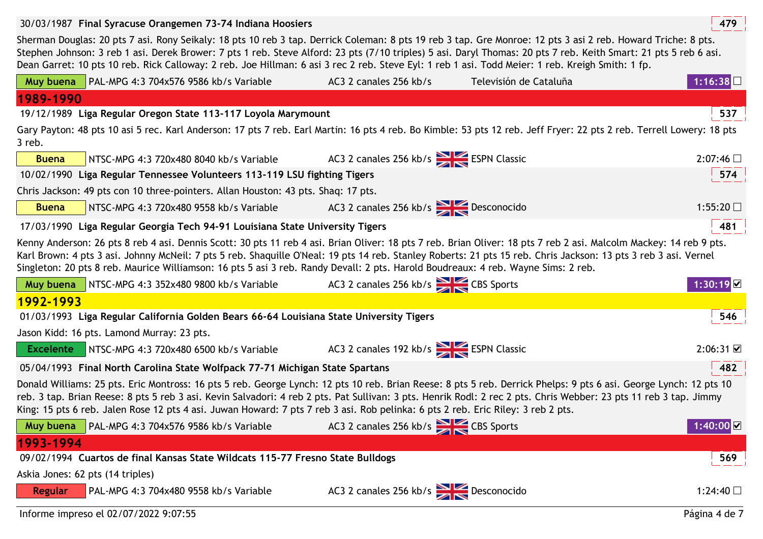30/03/1987 **Final Syracuse Orangemen 73-74 Indiana Hoosiers** **479**

Sherman Douglas: 20 pts 7 asi. Rony Seikaly: 18 pts 10 reb 3 tap. Derrick Coleman: 8 pts 19 reb 3 tap. Gre Monroe: 12 pts 3 asi 2 reb. Howard Triche: 8 pts. Stephen Johnson: 3 reb 1 asi. Derek Brower: 7 pts 1 reb. Steve Alford: 23 pts (7/10 triples) 5 asi. Daryl Thomas: 20 pts 7 reb. Keith Smart: 21 pts 5 reb 6 asi. Dean Garret: 10 pts 10 reb. Rick Calloway: 2 reb. Joe Hillman: 6 asi 3 rec 2 reb. Steve Eyl: 1 reb 1 asi. Todd Meier: 1 reb. Kreigh Smith: 1 fp.

Muy buena | PAL-MPG 4:3 704x576 9586 kb/s Variable | AC3 2 canales 256 kb/s | Televisión de Cataluña | 1:16:38 ☐

## 1989-1990

19/12/1989 **Liga Regular Oregon State 113-117 Loyola Marymount** **537**

Gary Payton: 48 pts 10 asi 5 rec. Karl Anderson: 17 pts 7 reb. Earl Martin: 16 pts 4 reb. Bo Kimble: 53 pts 12 reb. Jeff Fryer: 22 pts 2 reb. Terrell Lowery: 18 pts 3 reb.

Buena | NTSC-MPG 4:3 720x480 8040 kb/s Variable | AC3 2 canales 256 kb/s | ESPN Classic | 2:07:46 ☐

10/02/1990 **Liga Regular Tennessee Volunteers 113-119 LSU fighting Tigers** **574**

Chris Jackson: 49 pts con 10 three-pointers. Allan Houston: 43 pts. Shaq: 17 pts.

Buena | NTSC-MPG 4:3 720x480 9558 kb/s Variable | AC3 2 canales 256 kb/s | Desconocido | 1:55:20 ☐

17/03/1990 **Liga Regular Georgia Tech 94-91 Louisiana State University Tigers** **481**

Kenny Anderson: 26 pts 8 reb 4 asi. Dennis Scott: 30 pts 11 reb 4 asi. Brian Oliver: 18 pts 7 reb. Brian Oliver: 18 pts 7 reb 2 asi. Malcolm Mackey: 14 reb 9 pts. Karl Brown: 4 pts 3 asi. Johnny McNeil: 7 pts 5 reb. Shaquille O'Neal: 19 pts 14 reb. Stanley Roberts: 21 pts 15 reb. Chris Jackson: 13 pts 3 reb 3 asi. Vernel Singleton: 20 pts 8 reb. Maurice Williamson: 16 pts 5 asi 3 reb. Randy Devall: 2 pts. Harold Boudreaux: 4 reb. Wayne Sims: 2 reb.

Muy buena | NTSC-MPG 4:3 352x480 9800 kb/s Variable | AC3 2 canales 256 kb/s | CBS Sports | 1:30:19 ☑

## 1992-1993

01/03/1993 **Liga Regular California Golden Bears 66-64 Louisiana State University Tigers** **546**

Jason Kidd: 16 pts. Lamond Murray: 23 pts.

Excelente | NTSC-MPG 4:3 720x480 6500 kb/s Variable | AC3 2 canales 192 kb/s | ESPN Classic | 2:06:31 ☑

05/04/1993 **Final North Carolina State Wolfpack 77-71 Michigan State Spartans** **482**

Donald Williams: 25 pts. Eric Montross: 16 pts 5 reb. George Lynch: 12 pts 10 reb. Brian Reese: 8 pts 5 reb. Derrick Phelps: 9 pts 6 asi. George Lynch: 12 pts 10 reb. 3 tap. Brian Reese: 8 pts 5 reb 3 asi. Kevin Salvadori: 4 reb 2 pts. Pat Sullivan: 3 pts. Henrik Rodl: 2 rec 2 pts. Chris Webber: 23 pts 11 reb 3 tap. Jimmy King: 15 pts 6 reb. Jalen Rose 12 pts 4 asi. Juwan Howard: 7 pts 7 reb 3 asi. Rob pelinka: 6 pts 2 reb. Eric Riley: 3 reb 2 pts.

Muy buena | PAL-MPG 4:3 704x576 9586 kb/s Variable | AC3 2 canales 256 kb/s | CBS Sports | 1:40:00 ☑

## 1993-1994

09/02/1994 **Cuartos de final Kansas State Wildcats 115-77 Fresno State Bulldogs** **569**

Askia Jones: 62 pts (14 triples)

Regular | PAL-MPG 4:3 704x480 9558 kb/s Variable | AC3 2 canales 256 kb/s | Desconocido | 1:24:40 ☐

Informe impreso el 02/07/2022 9:07:55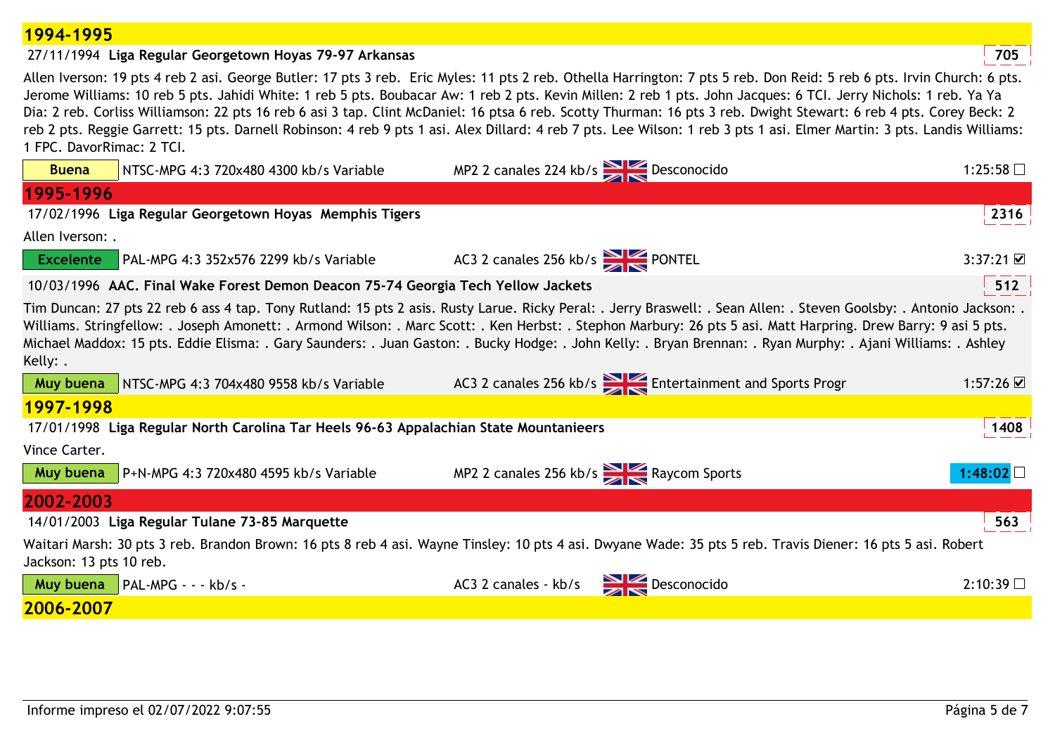## 1994-1995

27/11/1994 **Liga Regular Georgetown Hoyas 79-97 Arkansas** **705**

Allen Iverson: 19 pts 4 reb 2 asi. George Butler: 17 pts 3 reb. Eric Myles: 11 pts 2 reb. Othella Harrington: 7 pts 5 reb. Don Reid: 5 reb 6 pts. Irvin Church: 6 pts. Jerome Williams: 10 reb 5 pts. Jahidi White: 1 reb 5 pts. Boubacar Aw: 1 reb 2 pts. Kevin Millen: 2 reb 1 pts. John Jacques: 6 TCI. Jerry Nichols: 1 reb. Ya Ya Dia: 2 reb. Corliss Williamson: 22 pts 16 reb 6 asi 3 tap. Clint McDaniel: 16 ptsa 6 reb. Scotty Thurman: 16 pts 3 reb. Dwight Stewart: 6 reb 4 pts. Corey Beck: 2 reb 2 pts. Reggie Garrett: 15 pts. Darnell Robinson: 4 reb 9 pts 1 asi. Alex Dillard: 4 reb 7 pts. Lee Wilson: 1 reb 3 pts 1 asi. Elmer Martin: 3 pts. Landis Williams: 1 FPC. DavorRimac: 2 TCI.

| Buena | NTSC-MPG 4:3 720x480 4300 kb/s Variable | MP2 2 canales 224 kb/s | Desconocido | 1:25:58 ☐ |
|---|---|---|---|---|

## 1995-1996

17/02/1996 **Liga Regular Georgetown Hoyas Memphis Tigers** **2316**

Allen Iverson: .

| Excelente | PAL-MPG 4:3 352x576 2299 kb/s Variable | AC3 2 canales 256 kb/s | PONTEL | 3:37:21 ☑ |
|---|---|---|---|---|

10/03/1996 **AAC. Final Wake Forest Demon Deacon 75-74 Georgia Tech Yellow Jackets** **512**

Tim Duncan: 27 pts 22 reb 6 ass 4 tap. Tony Rutland: 15 pts 2 asis. Rusty Larue. Ricky Peral: . Jerry Braswell: . Sean Allen: . Steven Goolsby: . Antonio Jackson: . Williams. Stringfellow: . Joseph Amonett: . Armond Wilson: . Marc Scott: . Ken Herbst: . Stephon Marbury: 26 pts 5 asi. Matt Harpring. Drew Barry: 9 asi 5 pts. Michael Maddox: 15 pts. Eddie Elisma: . Gary Saunders: . Juan Gaston: . Bucky Hodge: . John Kelly: . Bryan Brennan: . Ryan Murphy: . Ajani Williams: . Ashley Kelly: .

| Muy buena | NTSC-MPG 4:3 704x480 9558 kb/s Variable | AC3 2 canales 256 kb/s | Entertainment and Sports Progr | 1:57:26 ☑ |
|---|---|---|---|---|

## 1997-1998

17/01/1998 **Liga Regular North Carolina Tar Heels 96-63 Appalachian State Mountanieers** **1408**

Vince Carter.

| Muy buena | P+N-MPG 4:3 720x480 4595 kb/s Variable | MP2 2 canales 256 kb/s | Raycom Sports | **1:48:02** ☐ |
|---|---|---|---|---|

## 2002-2003

14/01/2003 **Liga Regular Tulane 73-85 Marquette** **563**

Waitari Marsh: 30 pts 3 reb. Brandon Brown: 16 pts 8 reb 4 asi. Wayne Tinsley: 10 pts 4 asi. Dwyane Wade: 35 pts 5 reb. Travis Diener: 16 pts 5 asi. Robert Jackson: 13 pts 10 reb.

| Muy buena | PAL-MPG - - - kb/s - | AC3 2 canales - kb/s | Desconocido | 2:10:39 ☐ |
|---|---|---|---|---|

## 2006-2007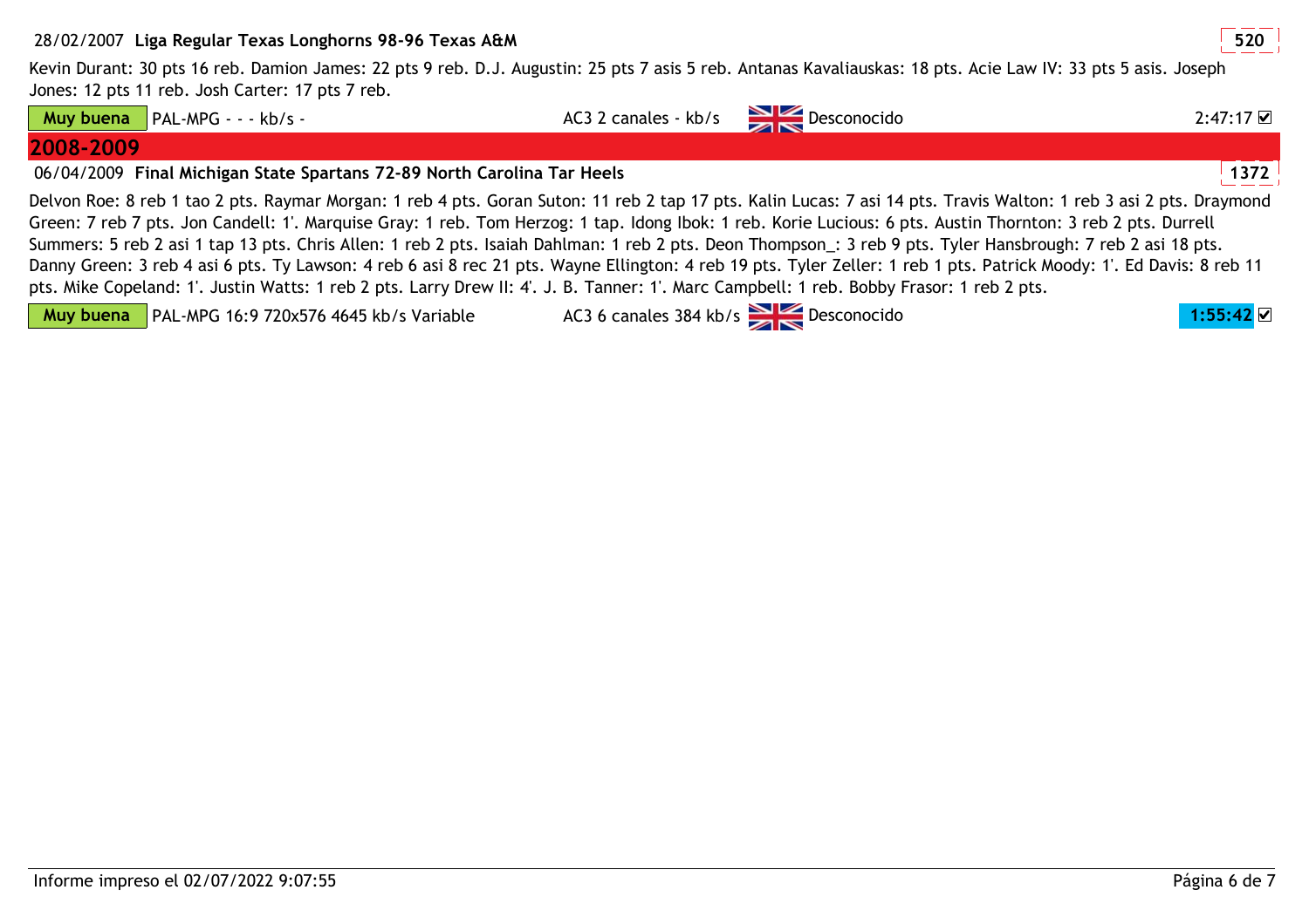28/02/2007 **Liga Regular Texas Longhorns 98-96 Texas A&M** **520**

Kevin Durant: 30 pts 16 reb. Damion James: 22 pts 9 reb. D.J. Augustin: 25 pts 7 asis 5 reb. Antanas Kavaliauskas: 18 pts. Acie Law IV: 33 pts 5 asis. Joseph Jones: 12 pts 11 reb. Josh Carter: 17 pts 7 reb.

**Muy buena** PAL-MPG - - - kb/s - AC3 2 canales - kb/s Desconocido 2:47:17 ☑

## 2008-2009

06/04/2009 **Final Michigan State Spartans 72-89 North Carolina Tar Heels** **1372**

Delvon Roe: 8 reb 1 tao 2 pts. Raymar Morgan: 1 reb 4 pts. Goran Suton: 11 reb 2 tap 17 pts. Kalin Lucas: 7 asi 14 pts. Travis Walton: 1 reb 3 asi 2 pts. Draymond Green: 7 reb 7 pts. Jon Candell: 1'. Marquise Gray: 1 reb. Tom Herzog: 1 tap. Idong Ibok: 1 reb. Korie Lucious: 6 pts. Austin Thornton: 3 reb 2 pts. Durrell Summers: 5 reb 2 asi 1 tap 13 pts. Chris Allen: 1 reb 2 pts. Isaiah Dahlman: 1 reb 2 pts. Deon Thompson_: 3 reb 9 pts. Tyler Hansbrough: 7 reb 2 asi 18 pts. Danny Green: 3 reb 4 asi 6 pts. Ty Lawson: 4 reb 6 asi 8 rec 21 pts. Wayne Ellington: 4 reb 19 pts. Tyler Zeller: 1 reb 1 pts. Patrick Moody: 1'. Ed Davis: 8 reb 11 pts. Mike Copeland: 1'. Justin Watts: 1 reb 2 pts. Larry Drew II: 4'. J. B. Tanner: 1'. Marc Campbell: 1 reb. Bobby Frasor: 1 reb 2 pts.

**Muy buena** PAL-MPG 16:9 720x576 4645 kb/s Variable AC3 6 canales 384 kb/s Desconocido 1:55:42 ☑

Informe impreso el 02/07/2022 9:07:55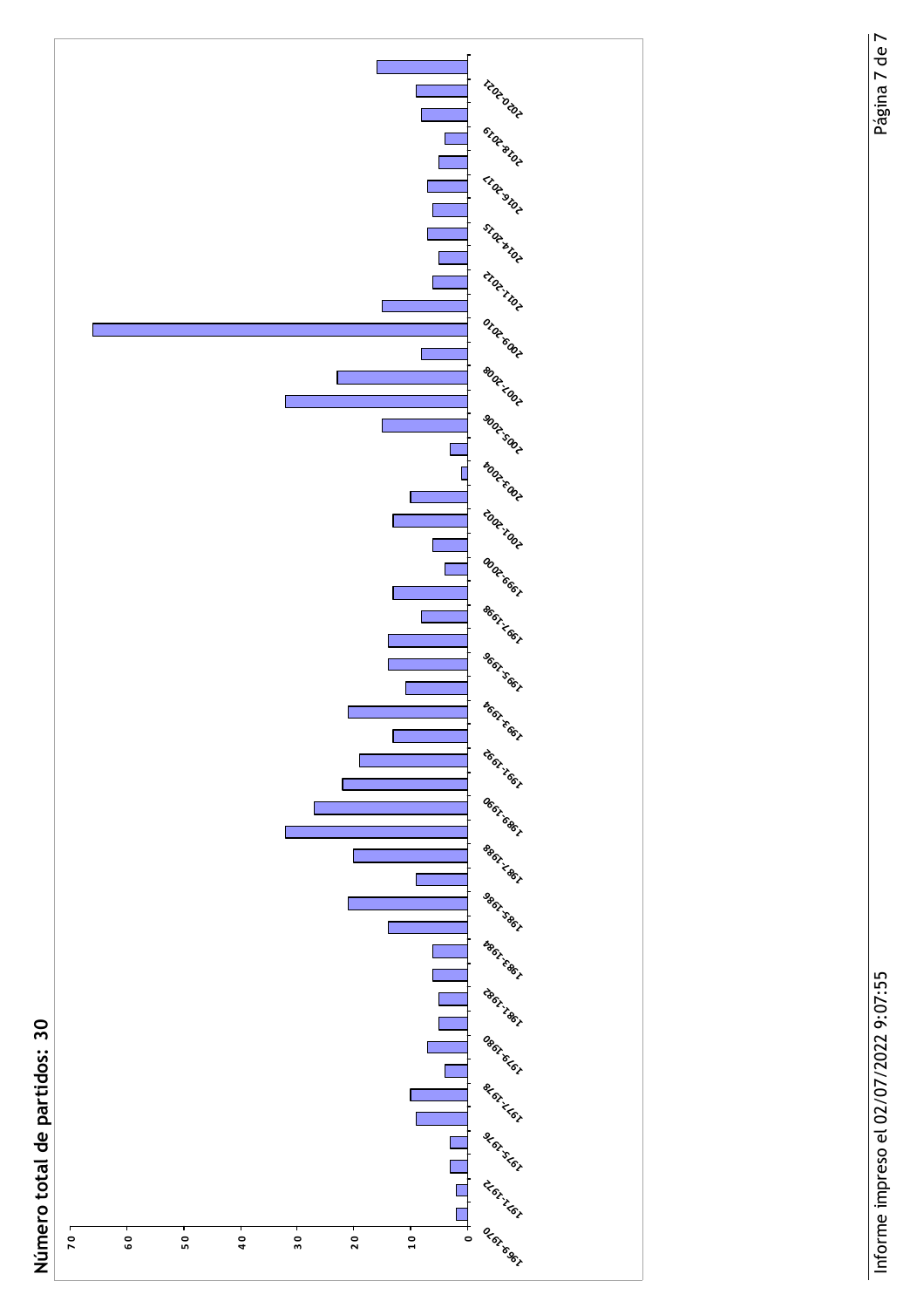## Número total de partidos: 30

70
60
50
40
30
20
10
0

1969-1970
1971-1972
1975-1976
1977-1978
1979-1980
1981-1982
1983-1984
1985-1986
1987-1988
1989-1990
1991-1992
1993-1994
1995-1996
1997-1998
1999-2000
2001-2002
2003-2004
2005-2006
2007-2008
2009-2010
2011-2012
2014-2015
2016-2017
2018-2019
2020-2021

Informe impreso el 02/07/2022 9:07:55